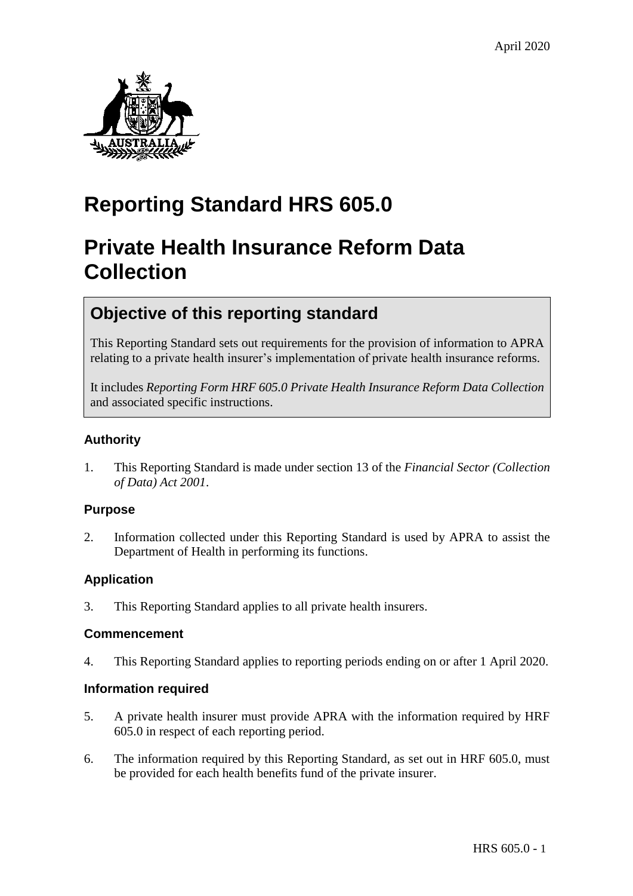April 2020

# Reporting Standard HRS 605.0

# Private Health Insurance Reform Data Collection

## Objective of this reporting standard

This Reporting Standard sets out requirements for the provision of information to APRA relating to a private health insurer's implementation of private health insurance reforms.

It includes *Reporting Form HRF 605.0 Private Health Insurance Reform Data Collection* and associated specific instructions.

### Authority

1. This Reporting Standard is made under section 13 of the *Financial Sector (Collection of Data) Act 2001*.

### Purpose

2. Information collected under this Reporting Standard is used by APRA to assist the Department of Health in performing its functions.

### Application

3. This Reporting Standard applies to all private health insurers.

### Commencement

4. This Reporting Standard applies to reporting periods ending on or after 1 April 2020.

### Information required

5. A private health insurer must provide APRA with the information required by HRF 605.0 in respect of each reporting period.

6. The information required by this Reporting Standard, as set out in HRF 605.0, must be provided for each health benefits fund of the private insurer.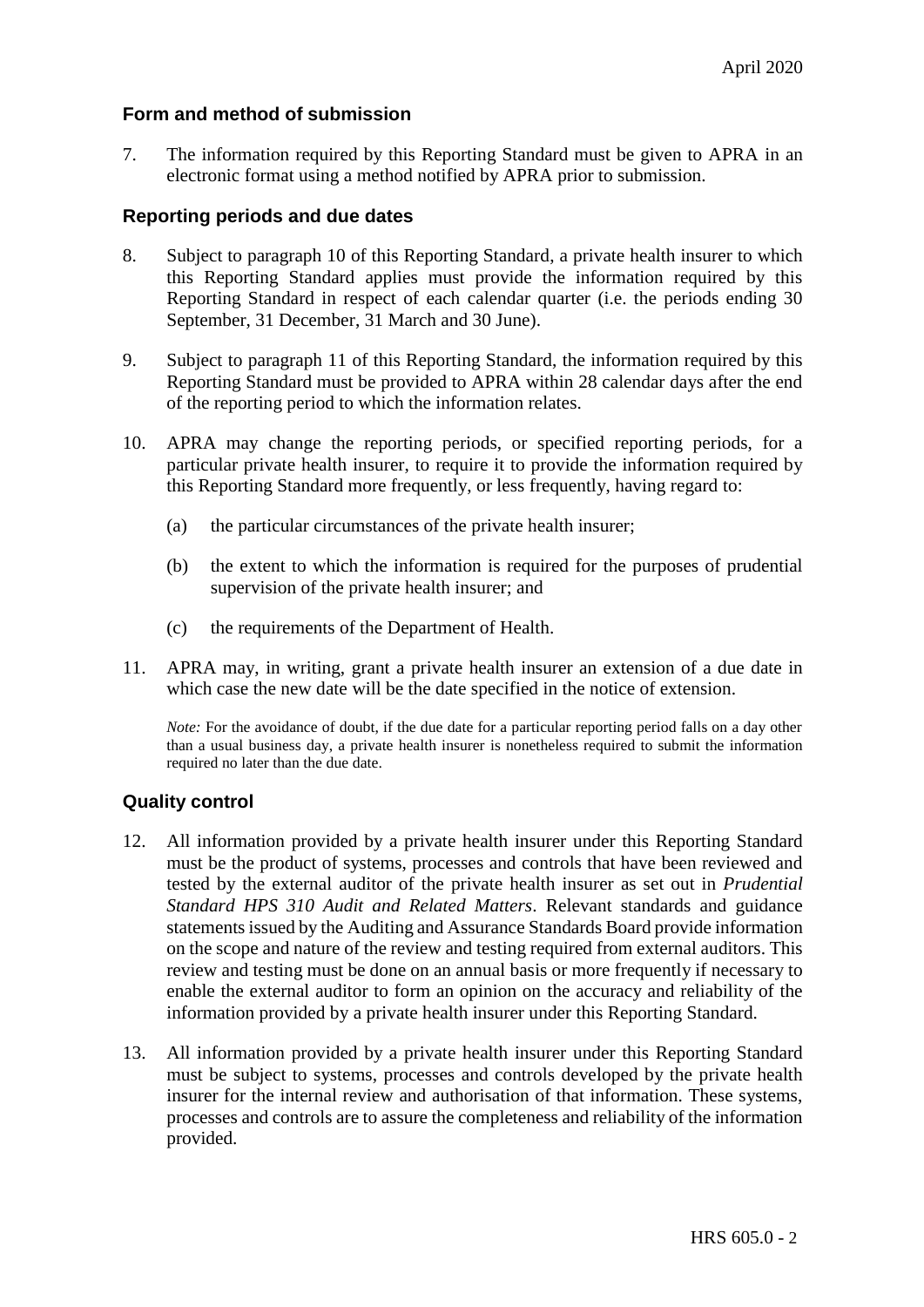## Form and method of submission

7. The information required by this Reporting Standard must be given to APRA in an electronic format using a method notified by APRA prior to submission.

## Reporting periods and due dates

8. Subject to paragraph 10 of this Reporting Standard, a private health insurer to which this Reporting Standard applies must provide the information required by this Reporting Standard in respect of each calendar quarter (i.e. the periods ending 30 September, 31 December, 31 March and 30 June).

9. Subject to paragraph 11 of this Reporting Standard, the information required by this Reporting Standard must be provided to APRA within 28 calendar days after the end of the reporting period to which the information relates.

10. APRA may change the reporting periods, or specified reporting periods, for a particular private health insurer, to require it to provide the information required by this Reporting Standard more frequently, or less frequently, having regard to:

    (a) the particular circumstances of the private health insurer;

    (b) the extent to which the information is required for the purposes of prudential supervision of the private health insurer; and

    (c) the requirements of the Department of Health.

11. APRA may, in writing, grant a private health insurer an extension of a due date in which case the new date will be the date specified in the notice of extension.

    *Note:* For the avoidance of doubt, if the due date for a particular reporting period falls on a day other than a usual business day, a private health insurer is nonetheless required to submit the information required no later than the due date.

## Quality control

12. All information provided by a private health insurer under this Reporting Standard must be the product of systems, processes and controls that have been reviewed and tested by the external auditor of the private health insurer as set out in *Prudential Standard HPS 310 Audit and Related Matters*. Relevant standards and guidance statements issued by the Auditing and Assurance Standards Board provide information on the scope and nature of the review and testing required from external auditors. This review and testing must be done on an annual basis or more frequently if necessary to enable the external auditor to form an opinion on the accuracy and reliability of the information provided by a private health insurer under this Reporting Standard.

13. All information provided by a private health insurer under this Reporting Standard must be subject to systems, processes and controls developed by the private health insurer for the internal review and authorisation of that information. These systems, processes and controls are to assure the completeness and reliability of the information provided.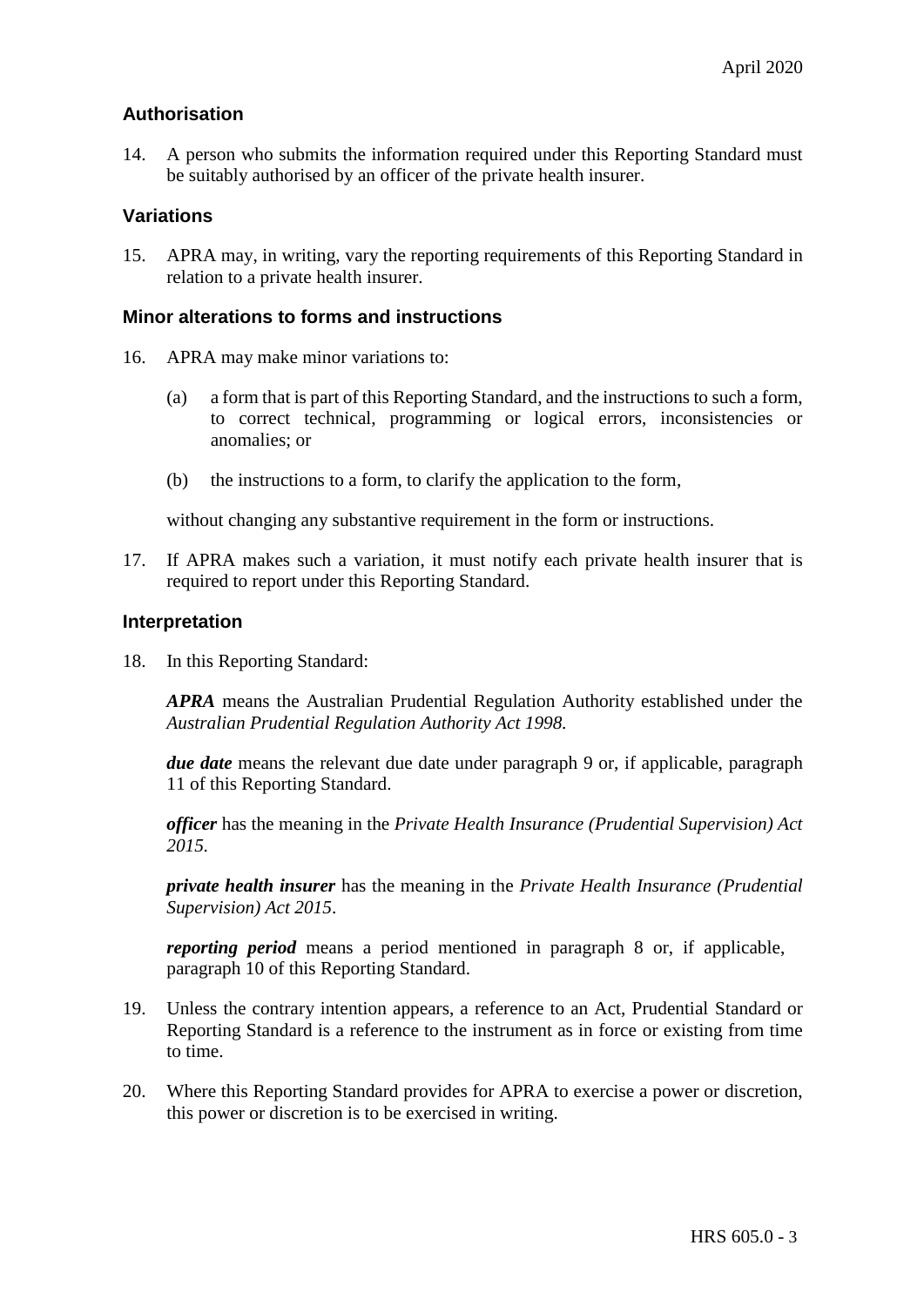## Authorisation

14. A person who submits the information required under this Reporting Standard must be suitably authorised by an officer of the private health insurer.

## Variations

15. APRA may, in writing, vary the reporting requirements of this Reporting Standard in relation to a private health insurer.

## Minor alterations to forms and instructions

16. APRA may make minor variations to:

    (a) a form that is part of this Reporting Standard, and the instructions to such a form, to correct technical, programming or logical errors, inconsistencies or anomalies; or

    (b) the instructions to a form, to clarify the application to the form,

    without changing any substantive requirement in the form or instructions.

17. If APRA makes such a variation, it must notify each private health insurer that is required to report under this Reporting Standard.

## Interpretation

18. In this Reporting Standard:

    ***APRA*** means the Australian Prudential Regulation Authority established under the *Australian Prudential Regulation Authority Act 1998.*

    ***due date*** means the relevant due date under paragraph 9 or, if applicable, paragraph 11 of this Reporting Standard.

    ***officer*** has the meaning in the *Private Health Insurance (Prudential Supervision) Act 2015.*

    ***private health insurer*** has the meaning in the *Private Health Insurance (Prudential Supervision) Act 2015*.

    ***reporting period*** means a period mentioned in paragraph 8 or, if applicable, paragraph 10 of this Reporting Standard.

19. Unless the contrary intention appears, a reference to an Act, Prudential Standard or Reporting Standard is a reference to the instrument as in force or existing from time to time.

20. Where this Reporting Standard provides for APRA to exercise a power or discretion, this power or discretion is to be exercised in writing.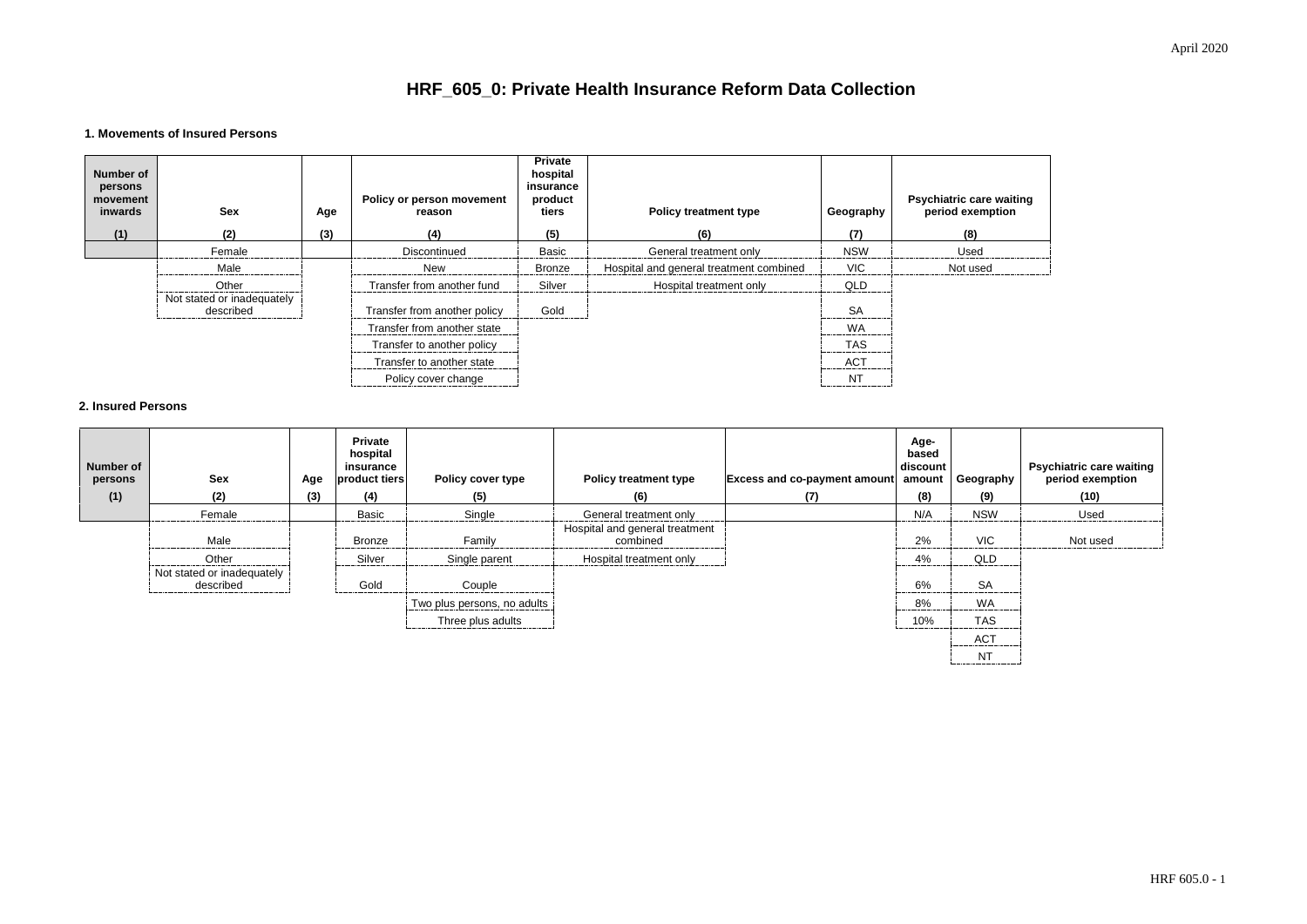# HRF_605_0: Private Health Insurance Reform Data Collection

### 1. Movements of Insured Persons

| Number of persons movement inwards | Sex | Age | Policy or person movement reason | Private hospital insurance product tiers | Policy treatment type | Geography | Psychiatric care waiting period exemption |
|---|---|---|---|---|---|---|---|
| (1) | (2) | (3) | (4) | (5) | (6) | (7) | (8) |
| | Female | | Discontinued | Basic | General treatment only | NSW | Used |
| | Male | | New | Bronze | Hospital and general treatment combined | VIC | Not used |
| | Other | | Transfer from another fund | Silver | Hospital treatment only | QLD | |
| | Not stated or inadequately described | | Transfer from another policy | Gold | | SA | |
| | | | Transfer from another state | | | WA | |
| | | | Transfer to another policy | | | TAS | |
| | | | Transfer to another state | | | ACT | |
| | | | Policy cover change | | | NT | |

### 2. Insured Persons

| Number of persons | Sex | Age | Private hospital insurance product tiers | Policy cover type | Policy treatment type | Excess and co-payment amount | Age-based discount amount | Geography | Psychiatric care waiting period exemption |
|---|---|---|---|---|---|---|---|---|---|
| (1) | (2) | (3) | (4) | (5) | (6) | (7) | (8) | (9) | (10) |
| | Female | | Basic | Single | General treatment only | | N/A | NSW | Used |
| | Male | | Bronze | Family | Hospital and general treatment combined | | 2% | VIC | Not used |
| | Other | | Silver | Single parent | Hospital treatment only | | 4% | QLD | |
| | Not stated or inadequately described | | Gold | Couple | | | 6% | SA | |
| | | | | Two plus persons, no adults | | | 8% | WA | |
| | | | | Three plus adults | | | 10% | TAS | |
| | | | | | | | | ACT | |
| | | | | | | | | NT | |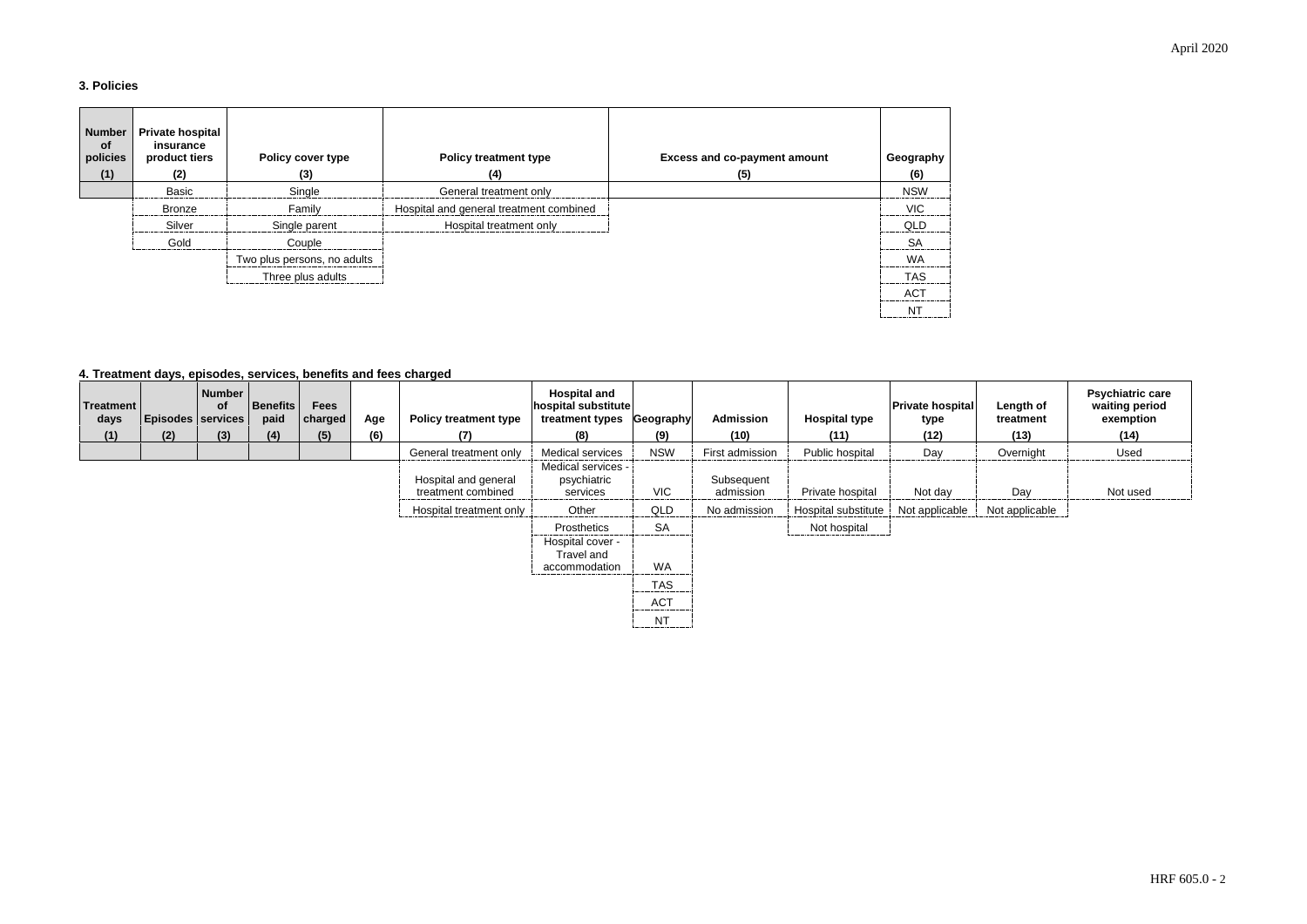### 3. Policies

| Number of policies | Private hospital insurance product tiers | Policy cover type | Policy treatment type | Excess and co-payment amount | Geography |
|---|---|---|---|---|---|
| (1) | (2) | (3) | (4) | (5) | (6) |
| | Basic | Single | General treatment only | | NSW |
| | Bronze | Family | Hospital and general treatment combined | | VIC |
| | Silver | Single parent | Hospital treatment only | | QLD |
| | Gold | Couple | | | SA |
| | | Two plus persons, no adults | | | WA |
| | | Three plus adults | | | TAS |
| | | | | | ACT |
| | | | | | NT |

### 4. Treatment days, episodes, services, benefits and fees charged

| Treatment days | Episodes | Number of services | Benefits paid | Fees charged | Age | Policy treatment type | Hospital and hospital substitute treatment types | Geography | Admission | Hospital type | Private hospital type | Length of treatment | Psychiatric care waiting period exemption |
|---|---|---|---|---|---|---|---|---|---|---|---|---|---|
| (1) | (2) | (3) | (4) | (5) | (6) | (7) | (8) | (9) | (10) | (11) | (12) | (13) | (14) |
| | | | | | | General treatment only | Medical services | NSW | First admission | Public hospital | Day | Overnight | Used |
| | | | | | | Hospital and general treatment combined | Medical services - psychiatric services | VIC | Subsequent admission | Private hospital | Not day | Day | Not used |
| | | | | | | Hospital treatment only | Other | QLD | No admission | Hospital substitute | Not applicable | Not applicable | |
| | | | | | | | Prosthetics | SA | | Not hospital | | | |
| | | | | | | | Hospital cover - Travel and accommodation | WA | | | | | |
| | | | | | | | | TAS | | | | | |
| | | | | | | | | ACT | | | | | |
| | | | | | | | | NT | | | | | |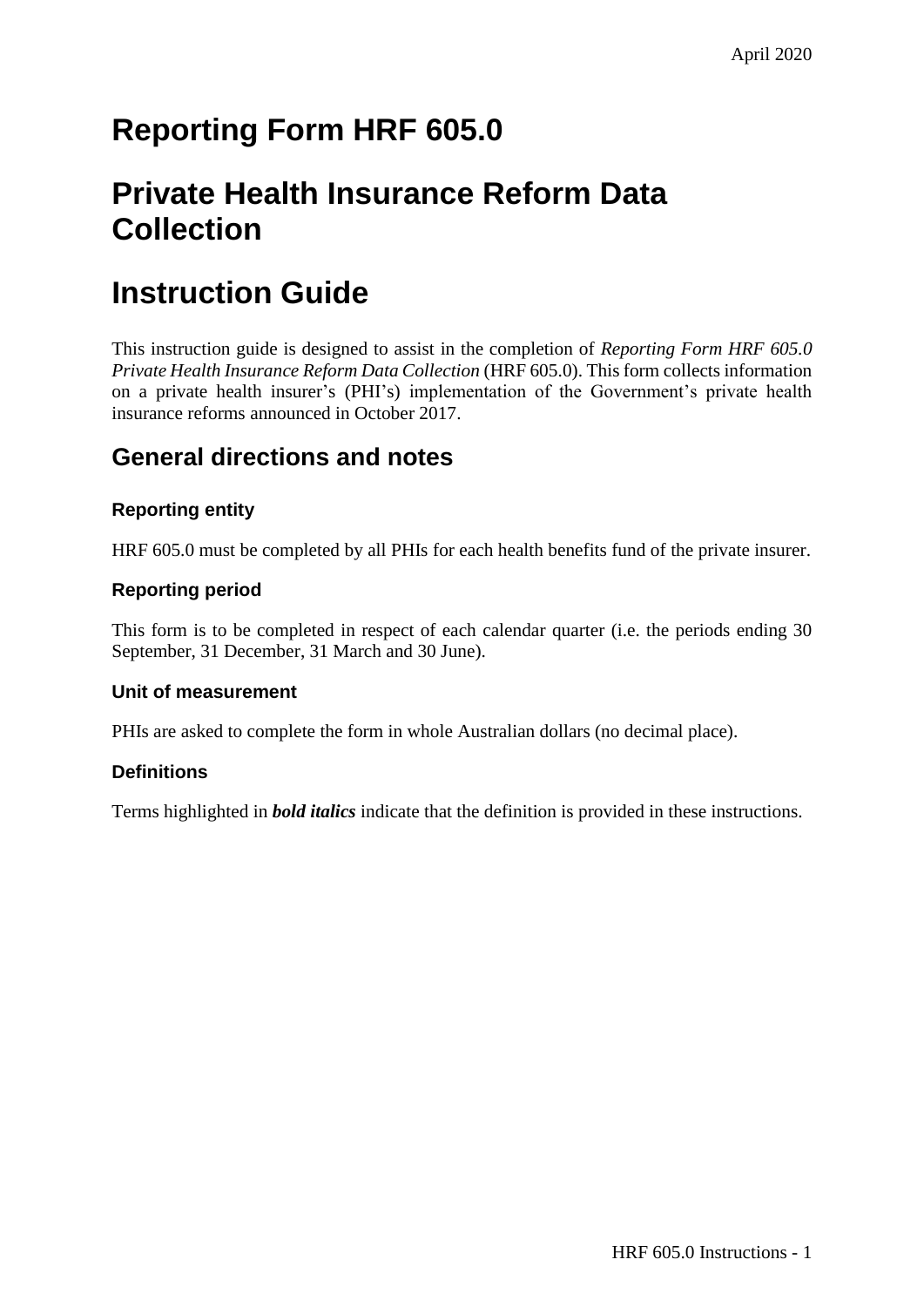# Reporting Form HRF 605.0

# Private Health Insurance Reform Data Collection

# Instruction Guide

This instruction guide is designed to assist in the completion of *Reporting Form HRF 605.0 Private Health Insurance Reform Data Collection* (HRF 605.0). This form collects information on a private health insurer's (PHI's) implementation of the Government's private health insurance reforms announced in October 2017.

## General directions and notes

### Reporting entity

HRF 605.0 must be completed by all PHIs for each health benefits fund of the private insurer.

### Reporting period

This form is to be completed in respect of each calendar quarter (i.e. the periods ending 30 September, 31 December, 31 March and 30 June).

### Unit of measurement

PHIs are asked to complete the form in whole Australian dollars (no decimal place).

### Definitions

Terms highlighted in ***bold italics*** indicate that the definition is provided in these instructions.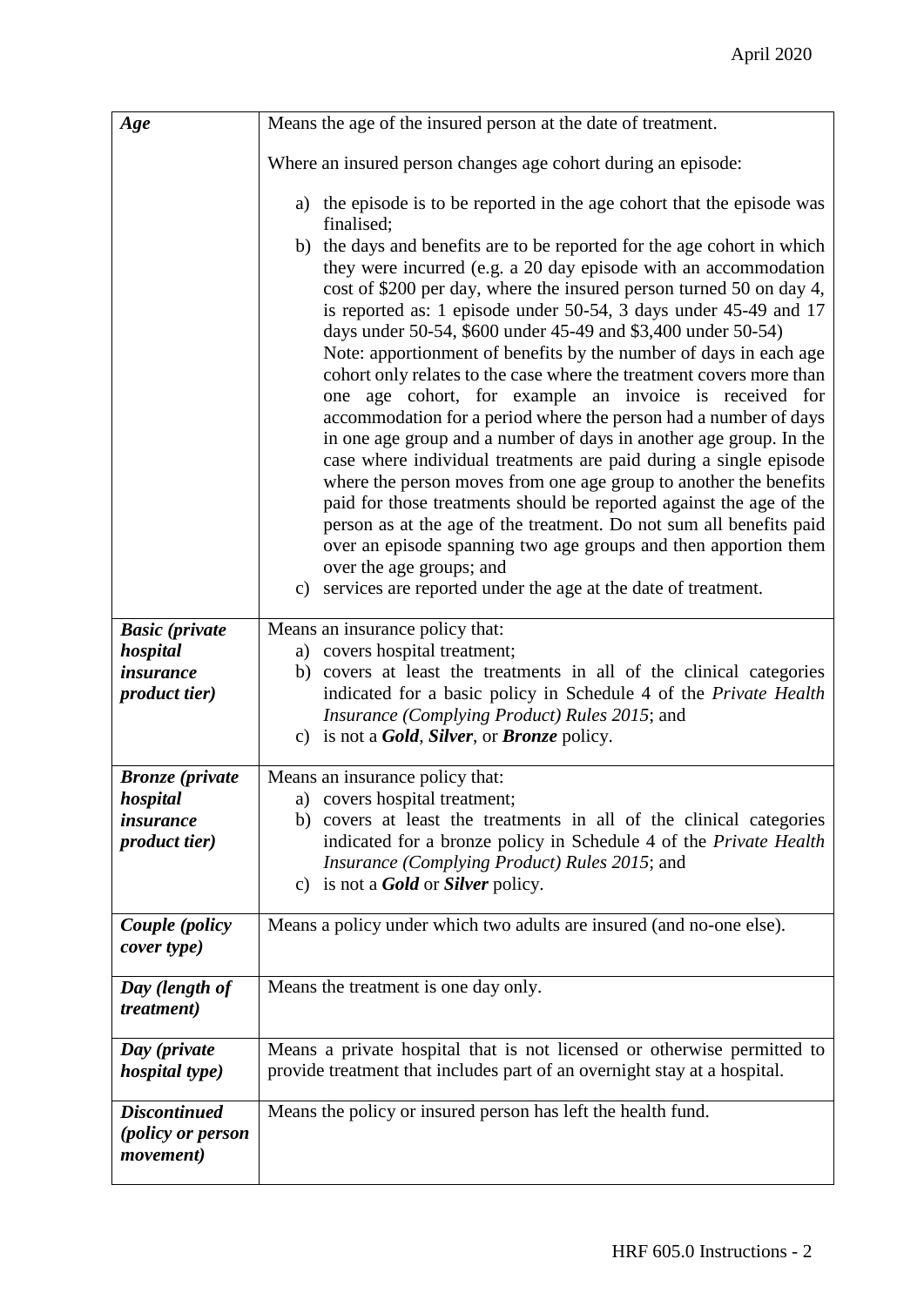| | |
|---|---|
| ***Age*** | Means the age of the insured person at the date of treatment.<br><br>Where an insured person changes age cohort during an episode:<br><br>a) the episode is to be reported in the age cohort that the episode was finalised;<br>b) the days and benefits are to be reported for the age cohort in which they were incurred (e.g. a 20 day episode with an accommodation cost of $200 per day, where the insured person turned 50 on day 4, is reported as: 1 episode under 50-54, 3 days under 45-49 and 17 days under 50-54, $600 under 45-49 and $3,400 under 50-54)<br>Note: apportionment of benefits by the number of days in each age cohort only relates to the case where the treatment covers more than one age cohort, for example an invoice is received for accommodation for a period where the person had a number of days in one age group and a number of days in another age group. In the case where individual treatments are paid during a single episode where the person moves from one age group to another the benefits paid for those treatments should be reported against the age of the person as at the age of the treatment. Do not sum all benefits paid over an episode spanning two age groups and then apportion them over the age groups; and<br>c) services are reported under the age at the date of treatment. |
| ***Basic (private hospital insurance product tier)*** | Means an insurance policy that:<br>a) covers hospital treatment;<br>b) covers at least the treatments in all of the clinical categories indicated for a basic policy in Schedule 4 of the *Private Health Insurance (Complying Product) Rules 2015*; and<br>c) is not a ***Gold***, ***Silver***, or ***Bronze*** policy. |
| ***Bronze (private hospital insurance product tier)*** | Means an insurance policy that:<br>a) covers hospital treatment;<br>b) covers at least the treatments in all of the clinical categories indicated for a bronze policy in Schedule 4 of the *Private Health Insurance (Complying Product) Rules 2015*; and<br>c) is not a ***Gold*** or ***Silver*** policy. |
| ***Couple (policy cover type)*** | Means a policy under which two adults are insured (and no-one else). |
| ***Day (length of treatment)*** | Means the treatment is one day only. |
| ***Day (private hospital type)*** | Means a private hospital that is not licensed or otherwise permitted to provide treatment that includes part of an overnight stay at a hospital. |
| ***Discontinued (policy or person movement)*** | Means the policy or insured person has left the health fund. |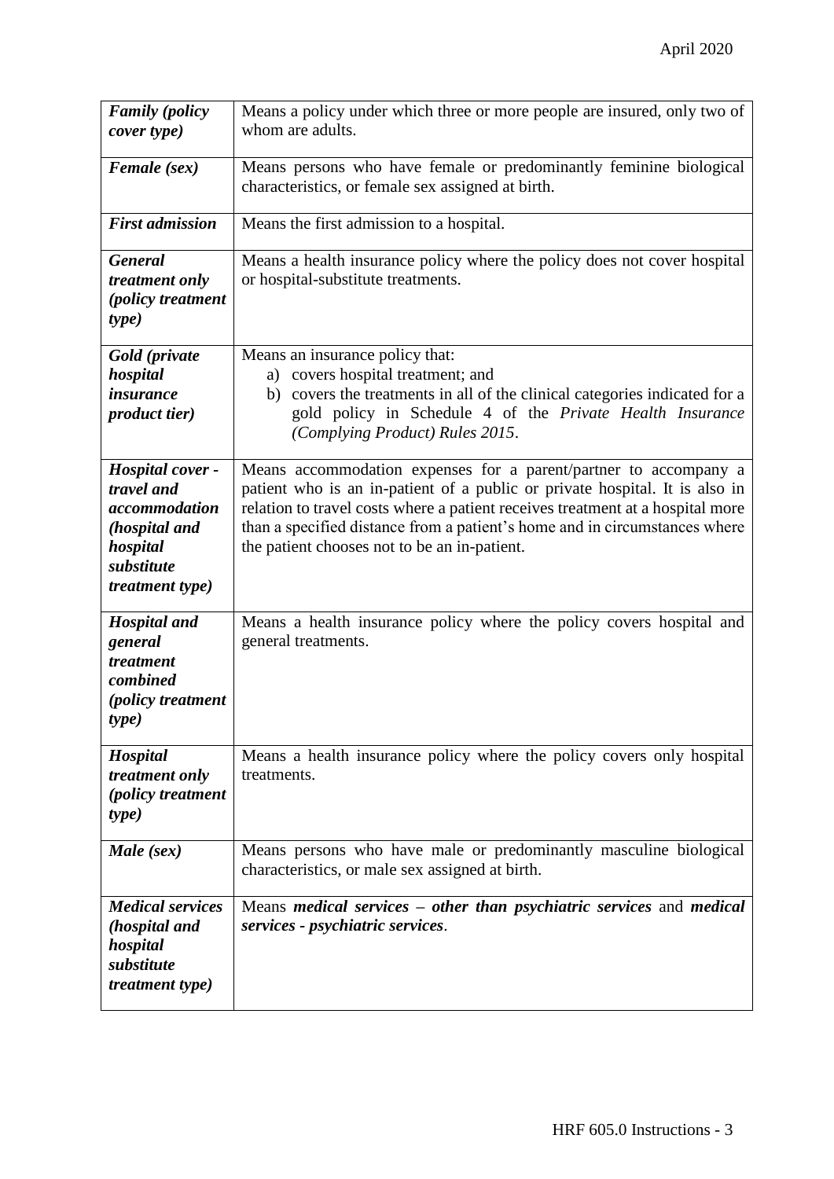| | |
|---|---|
| ***Family (policy cover type)*** | Means a policy under which three or more people are insured, only two of whom are adults. |
| ***Female (sex)*** | Means persons who have female or predominantly feminine biological characteristics, or female sex assigned at birth. |
| ***First admission*** | Means the first admission to a hospital. |
| ***General treatment only (policy treatment type)*** | Means a health insurance policy where the policy does not cover hospital or hospital-substitute treatments. |
| ***Gold (private hospital insurance product tier)*** | Means an insurance policy that: a) covers hospital treatment; and b) covers the treatments in all of the clinical categories indicated for a gold policy in Schedule 4 of the *Private Health Insurance (Complying Product) Rules 2015*. |
| ***Hospital cover - travel and accommodation (hospital and hospital substitute treatment type)*** | Means accommodation expenses for a parent/partner to accompany a patient who is an in-patient of a public or private hospital. It is also in relation to travel costs where a patient receives treatment at a hospital more than a specified distance from a patient's home and in circumstances where the patient chooses not to be an in-patient. |
| ***Hospital and general treatment combined (policy treatment type)*** | Means a health insurance policy where the policy covers hospital and general treatments. |
| ***Hospital treatment only (policy treatment type)*** | Means a health insurance policy where the policy covers only hospital treatments. |
| ***Male (sex)*** | Means persons who have male or predominantly masculine biological characteristics, or male sex assigned at birth. |
| ***Medical services (hospital and hospital substitute treatment type)*** | Means ***medical services – other than psychiatric services*** and ***medical services - psychiatric services***. |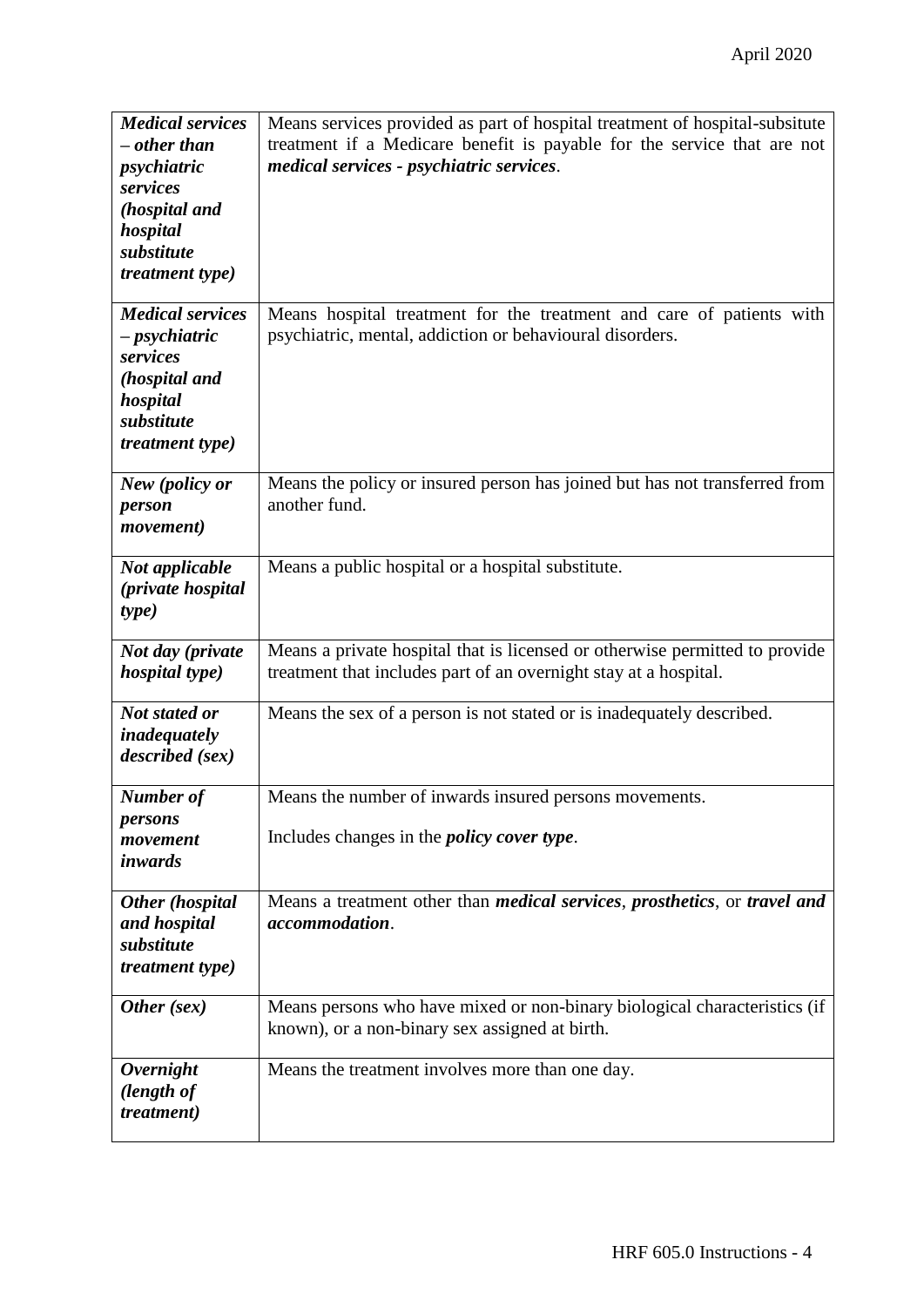| | |
|---|---|
| ***Medical services – other than psychiatric services (hospital and hospital substitute treatment type)*** | Means services provided as part of hospital treatment of hospital-subsitute treatment if a Medicare benefit is payable for the service that are not ***medical services - psychiatric services***. |
| ***Medical services – psychiatric services (hospital and hospital substitute treatment type)*** | Means hospital treatment for the treatment and care of patients with psychiatric, mental, addiction or behavioural disorders. |
| ***New (policy or person movement)*** | Means the policy or insured person has joined but has not transferred from another fund. |
| ***Not applicable (private hospital type)*** | Means a public hospital or a hospital substitute. |
| ***Not day (private hospital type)*** | Means a private hospital that is licensed or otherwise permitted to provide treatment that includes part of an overnight stay at a hospital. |
| ***Not stated or inadequately described (sex)*** | Means the sex of a person is not stated or is inadequately described. |
| ***Number of persons movement inwards*** | Means the number of inwards insured persons movements.<br><br>Includes changes in the ***policy cover type***. |
| ***Other (hospital and hospital substitute treatment type)*** | Means a treatment other than ***medical services***, ***prosthetics***, or ***travel and accommodation***. |
| ***Other (sex)*** | Means persons who have mixed or non-binary biological characteristics (if known), or a non-binary sex assigned at birth. |
| ***Overnight (length of treatment)*** | Means the treatment involves more than one day. |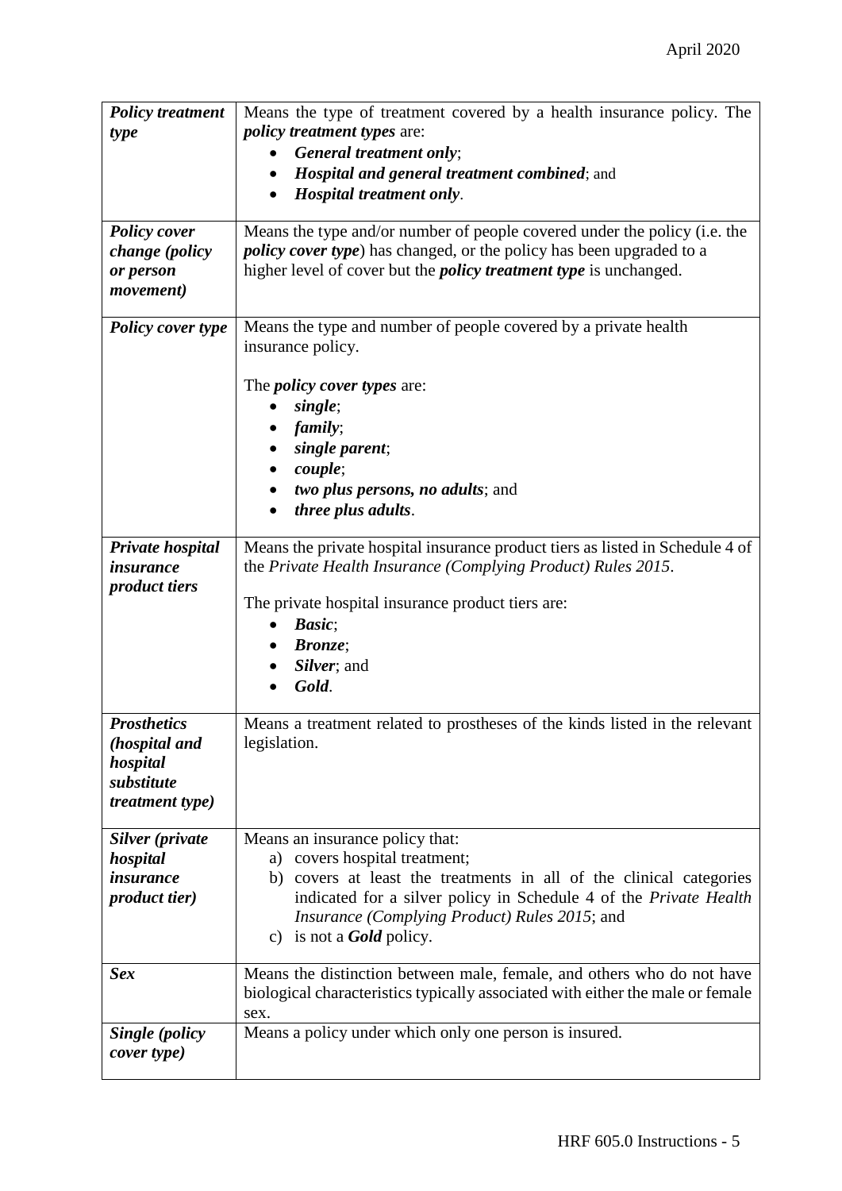| | |
|---|---|
| ***Policy treatment type*** | Means the type of treatment covered by a health insurance policy. The ***policy treatment types*** are:<br>• ***General treatment only***;<br>• ***Hospital and general treatment combined***; and<br>• ***Hospital treatment only***. |
| ***Policy cover change (policy or person movement)*** | Means the type and/or number of people covered under the policy (i.e. the ***policy cover type***) has changed, or the policy has been upgraded to a higher level of cover but the ***policy treatment type*** is unchanged. |
| ***Policy cover type*** | Means the type and number of people covered by a private health insurance policy.<br><br>The ***policy cover types*** are:<br>• ***single***;<br>• ***family***;<br>• ***single parent***;<br>• ***couple***;<br>• ***two plus persons, no adults***; and<br>• ***three plus adults***. |
| ***Private hospital insurance product tiers*** | Means the private hospital insurance product tiers as listed in Schedule 4 of the *Private Health Insurance (Complying Product) Rules 2015*.<br><br>The private hospital insurance product tiers are:<br>• ***Basic***;<br>• ***Bronze***;<br>• ***Silver***; and<br>• ***Gold***. |
| ***Prosthetics (hospital and hospital substitute treatment type)*** | Means a treatment related to prostheses of the kinds listed in the relevant legislation. |
| ***Silver (private hospital insurance product tier)*** | Means an insurance policy that:<br>a) covers hospital treatment;<br>b) covers at least the treatments in all of the clinical categories indicated for a silver policy in Schedule 4 of the *Private Health Insurance (Complying Product) Rules 2015*; and<br>c) is not a ***Gold*** policy. |
| ***Sex*** | Means the distinction between male, female, and others who do not have biological characteristics typically associated with either the male or female sex. |
| ***Single (policy cover type)*** | Means a policy under which only one person is insured. |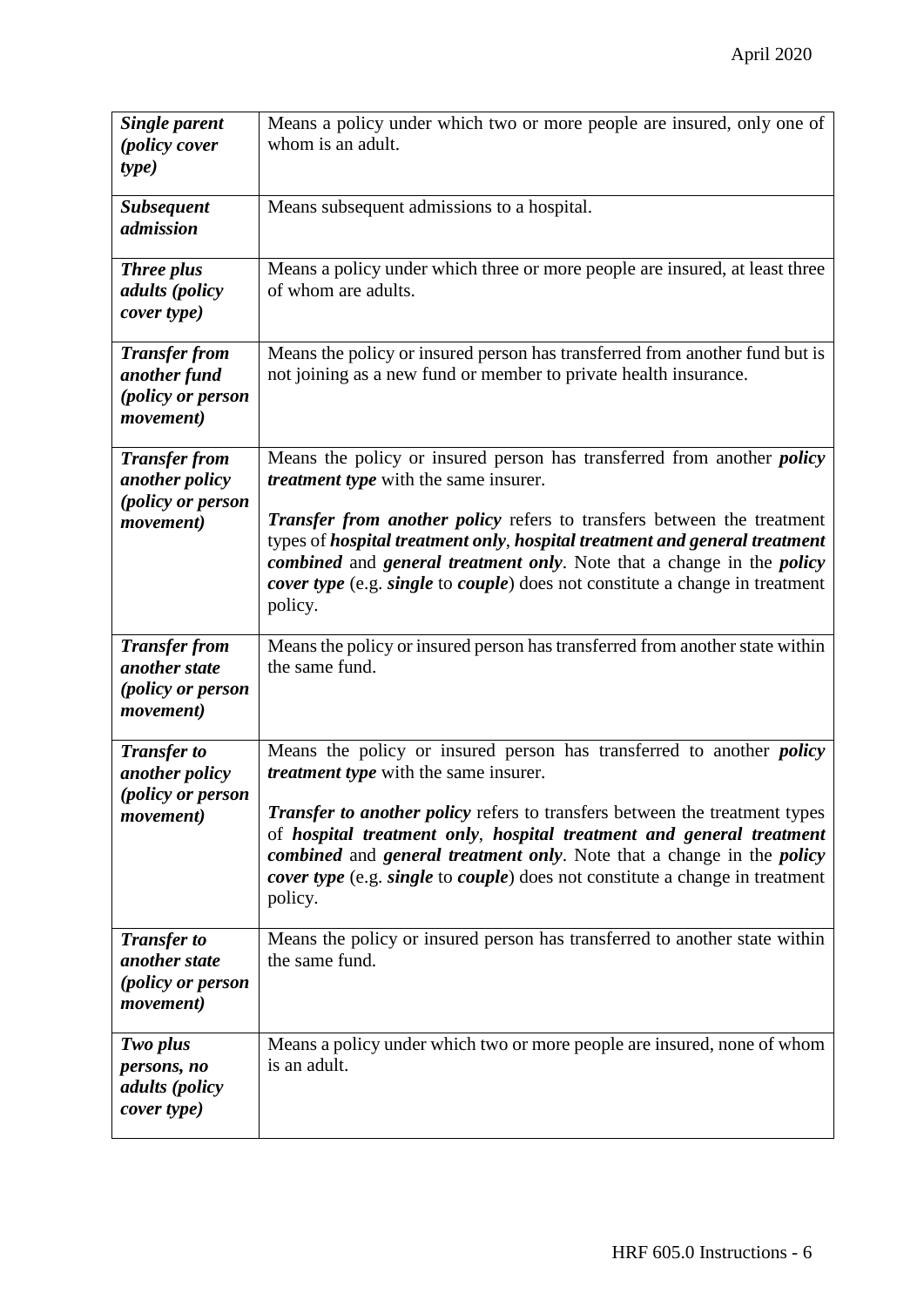| | |
|---|---|
| ***Single parent (policy cover type)*** | Means a policy under which two or more people are insured, only one of whom is an adult. |
| ***Subsequent admission*** | Means subsequent admissions to a hospital. |
| ***Three plus adults (policy cover type)*** | Means a policy under which three or more people are insured, at least three of whom are adults. |
| ***Transfer from another fund (policy or person movement)*** | Means the policy or insured person has transferred from another fund but is not joining as a new fund or member to private health insurance. |
| ***Transfer from another policy (policy or person movement)*** | Means the policy or insured person has transferred from another ***policy treatment type*** with the same insurer.<br><br>***Transfer from another policy*** refers to transfers between the treatment types of ***hospital treatment only***, ***hospital treatment and general treatment combined*** and ***general treatment only***. Note that a change in the ***policy cover type*** (e.g. ***single*** to ***couple***) does not constitute a change in treatment policy. |
| ***Transfer from another state (policy or person movement)*** | Means the policy or insured person has transferred from another state within the same fund. |
| ***Transfer to another policy (policy or person movement)*** | Means the policy or insured person has transferred to another ***policy treatment type*** with the same insurer.<br><br>***Transfer to another policy*** refers to transfers between the treatment types of ***hospital treatment only***, ***hospital treatment and general treatment combined*** and ***general treatment only***. Note that a change in the ***policy cover type*** (e.g. ***single*** to ***couple***) does not constitute a change in treatment policy. |
| ***Transfer to another state (policy or person movement)*** | Means the policy or insured person has transferred to another state within the same fund. |
| ***Two plus persons, no adults (policy cover type)*** | Means a policy under which two or more people are insured, none of whom is an adult. |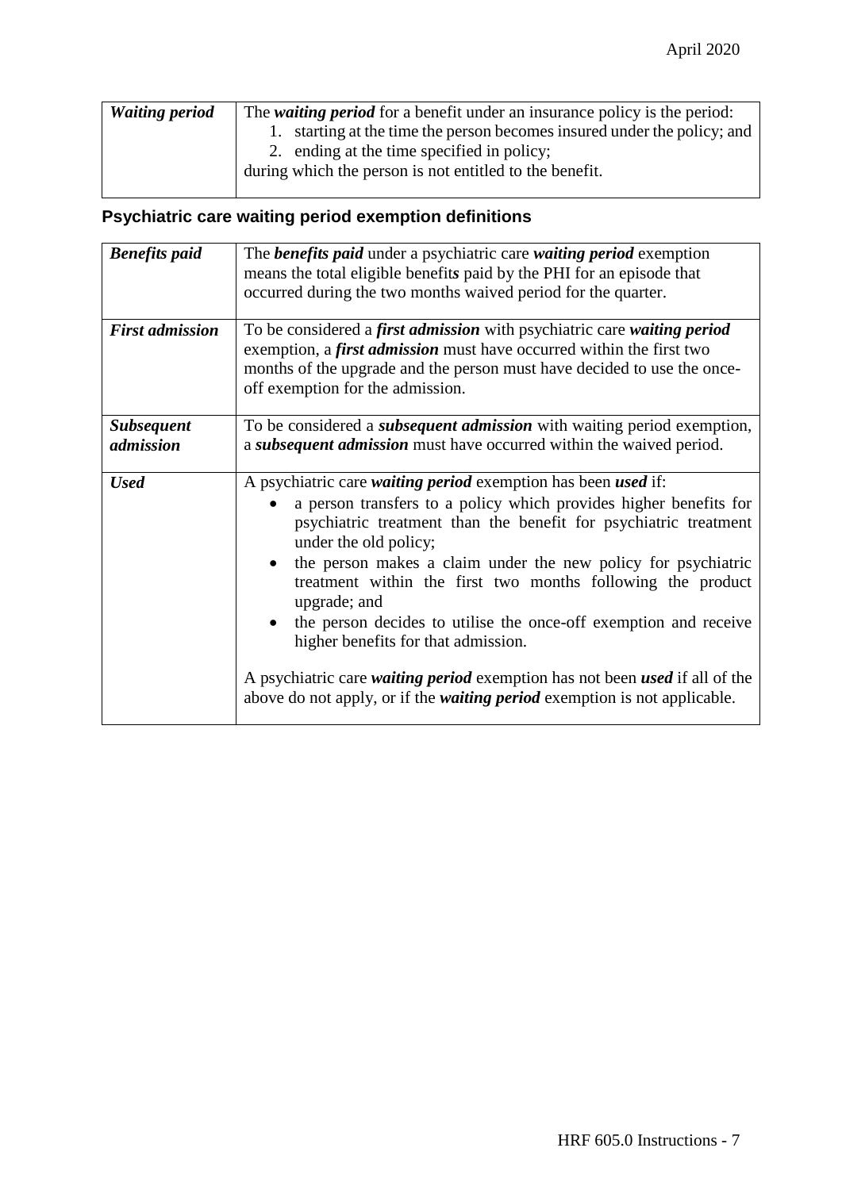| | |
|---|---|
| ***Waiting period*** | The ***waiting period*** for a benefit under an insurance policy is the period: 1. starting at the time the person becomes insured under the policy; and 2. ending at the time specified in policy; during which the person is not entitled to the benefit. |

## Psychiatric care waiting period exemption definitions

| | |
|---|---|
| ***Benefits paid*** | The ***benefits paid*** under a psychiatric care ***waiting period*** exemption means the total eligible benefit***s*** paid by the PHI for an episode that occurred during the two months waived period for the quarter. |
| ***First admission*** | To be considered a ***first admission*** with psychiatric care ***waiting period*** exemption, a ***first admission*** must have occurred within the first two months of the upgrade and the person must have decided to use the once-off exemption for the admission. |
| ***Subsequent admission*** | To be considered a ***subsequent admission*** with waiting period exemption, a ***subsequent admission*** must have occurred within the waived period. |
| ***Used*** | A psychiatric care ***waiting period*** exemption has been ***used*** if: <br>• a person transfers to a policy which provides higher benefits for psychiatric treatment than the benefit for psychiatric treatment under the old policy; <br>• the person makes a claim under the new policy for psychiatric treatment within the first two months following the product upgrade; and <br>• the person decides to utilise the once-off exemption and receive higher benefits for that admission. <br><br>A psychiatric care ***waiting period*** exemption has not been ***used*** if all of the above do not apply, or if the ***waiting period*** exemption is not applicable. |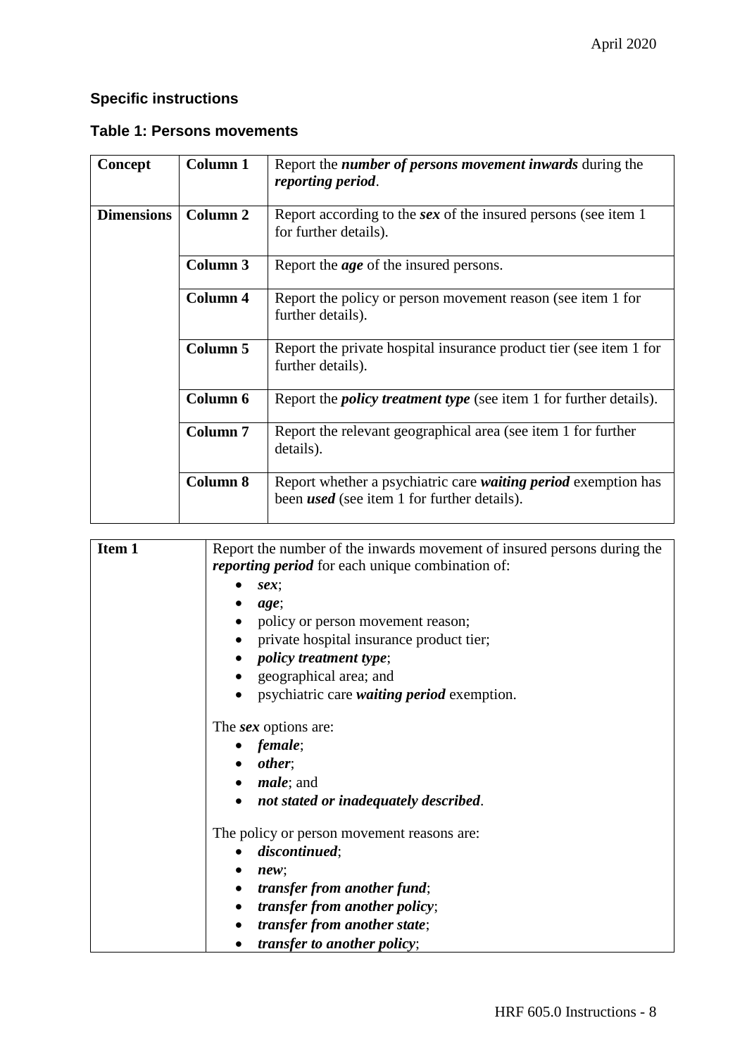## Specific instructions

### Table 1: Persons movements

| | | |
|---|---|---|
| **Concept** | **Column 1** | Report the ***number of persons movement inwards*** during the ***reporting period***. |
| **Dimensions** | **Column 2** | Report according to the ***sex*** of the insured persons (see item 1 for further details). |
| | **Column 3** | Report the ***age*** of the insured persons. |
| | **Column 4** | Report the policy or person movement reason (see item 1 for further details). |
| | **Column 5** | Report the private hospital insurance product tier (see item 1 for further details). |
| | **Column 6** | Report the ***policy treatment type*** (see item 1 for further details). |
| | **Column 7** | Report the relevant geographical area (see item 1 for further details). |
| | **Column 8** | Report whether a psychiatric care ***waiting period*** exemption has been ***used*** (see item 1 for further details). |

| | |
|---|---|
| **Item 1** | Report the number of the inwards movement of insured persons during the ***reporting period*** for each unique combination of:<br>• ***sex***;<br>• ***age***;<br>• policy or person movement reason;<br>• private hospital insurance product tier;<br>• ***policy treatment type***;<br>• geographical area; and<br>• psychiatric care ***waiting period*** exemption.<br><br>The ***sex*** options are:<br>• ***female***;<br>• ***other***;<br>• ***male***; and<br>• ***not stated or inadequately described***.<br><br>The policy or person movement reasons are:<br>• ***discontinued***;<br>• ***new***;<br>• ***transfer from another fund***;<br>• ***transfer from another policy***;<br>• ***transfer from another state***;<br>• ***transfer to another policy***; |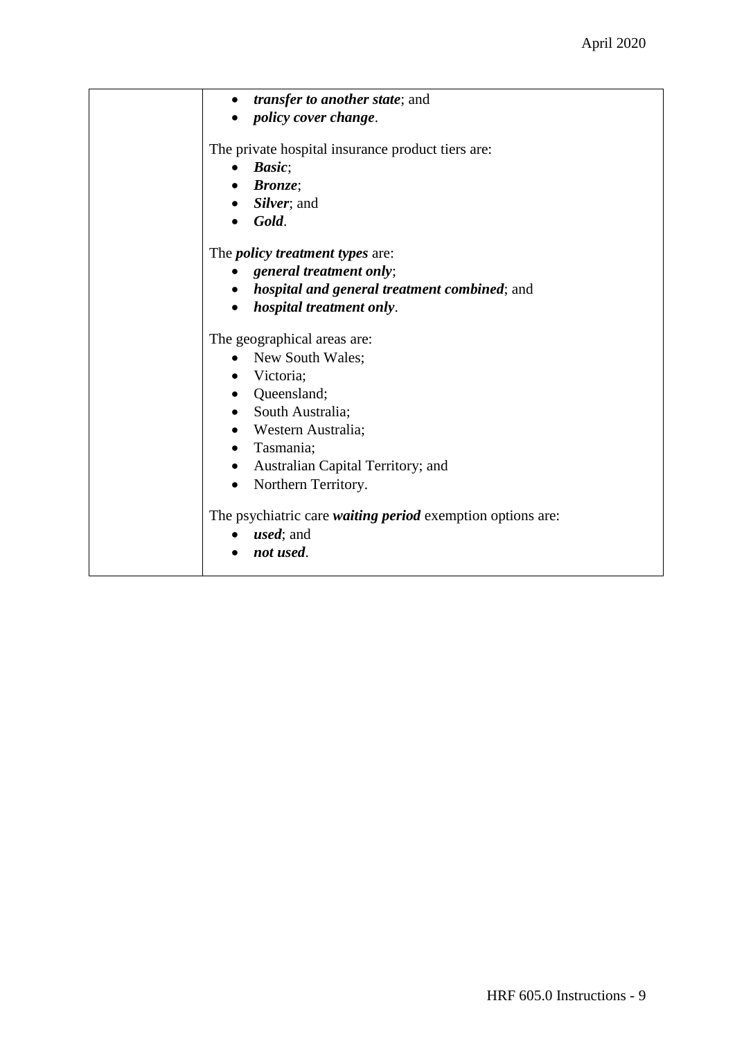| | <ul><li>***transfer to another state***; and</li><li>***policy cover change***.</li></ul>The private hospital insurance product tiers are:<ul><li>***Basic***;</li><li>***Bronze***;</li><li>***Silver***; and</li><li>***Gold***.</li></ul>The ***policy treatment types*** are:<ul><li>***general treatment only***;</li><li>***hospital and general treatment combined***; and</li><li>***hospital treatment only***.</li></ul>The geographical areas are:<ul><li>New South Wales;</li><li>Victoria;</li><li>Queensland;</li><li>South Australia;</li><li>Western Australia;</li><li>Tasmania;</li><li>Australian Capital Territory; and</li><li>Northern Territory.</li></ul>The psychiatric care ***waiting period*** exemption options are:<ul><li>***used***; and</li><li>***not used***.</li></ul> |
|---|---|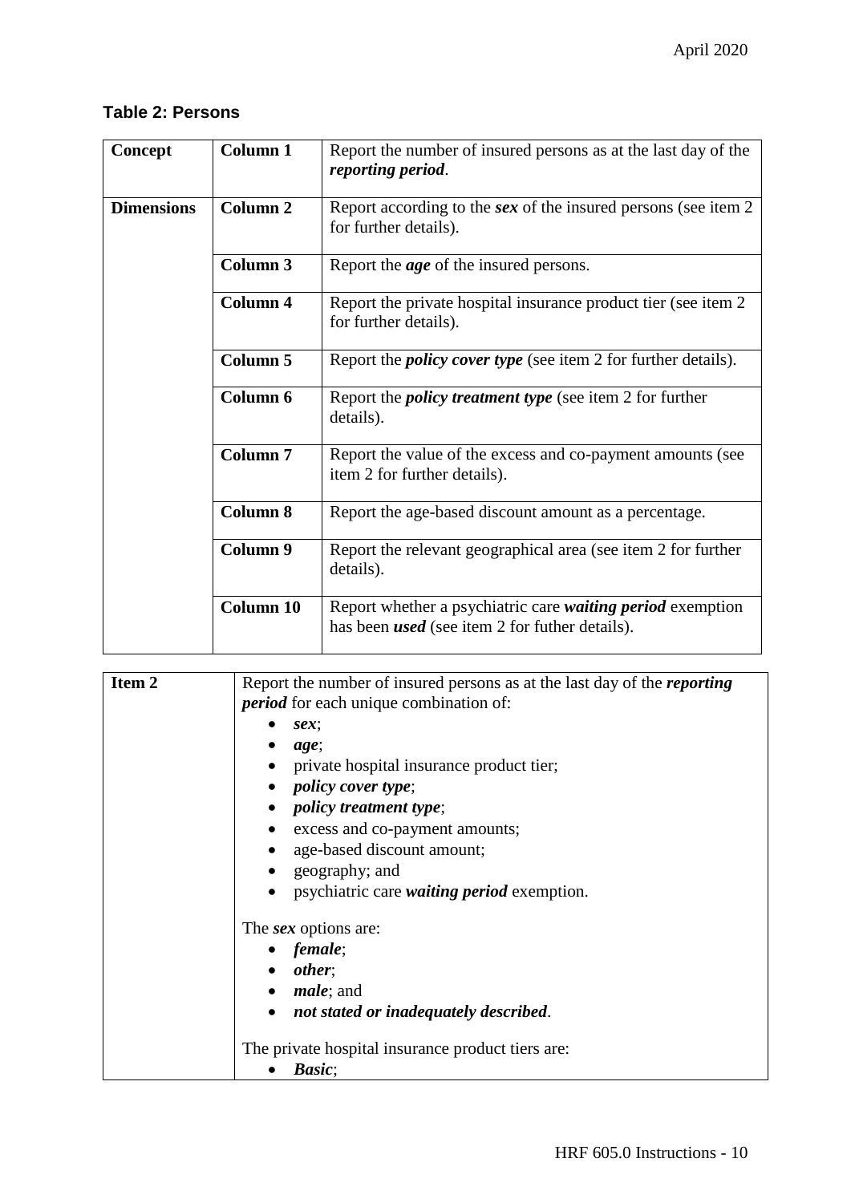### Table 2: Persons

| | | |
|---|---|---|
| **Concept** | **Column 1** | Report the number of insured persons as at the last day of the ***reporting period***. |
| **Dimensions** | **Column 2** | Report according to the ***sex*** of the insured persons (see item 2 for further details). |
| | **Column 3** | Report the ***age*** of the insured persons. |
| | **Column 4** | Report the private hospital insurance product tier (see item 2 for further details). |
| | **Column 5** | Report the ***policy cover type*** (see item 2 for further details). |
| | **Column 6** | Report the ***policy treatment type*** (see item 2 for further details). |
| | **Column 7** | Report the value of the excess and co-payment amounts (see item 2 for further details). |
| | **Column 8** | Report the age-based discount amount as a percentage. |
| | **Column 9** | Report the relevant geographical area (see item 2 for further details). |
| | **Column 10** | Report whether a psychiatric care ***waiting period*** exemption has been ***used*** (see item 2 for futher details). |

**Item 2**

Report the number of insured persons as at the last day of the ***reporting period*** for each unique combination of:

- ***sex***;
- ***age***;
- private hospital insurance product tier;
- ***policy cover type***;
- ***policy treatment type***;
- excess and co-payment amounts;
- age-based discount amount;
- geography; and
- psychiatric care ***waiting period*** exemption.

The ***sex*** options are:

- ***female***;
- ***other***;
- ***male***; and
- ***not stated or inadequately described***.

The private hospital insurance product tiers are:

- ***Basic***;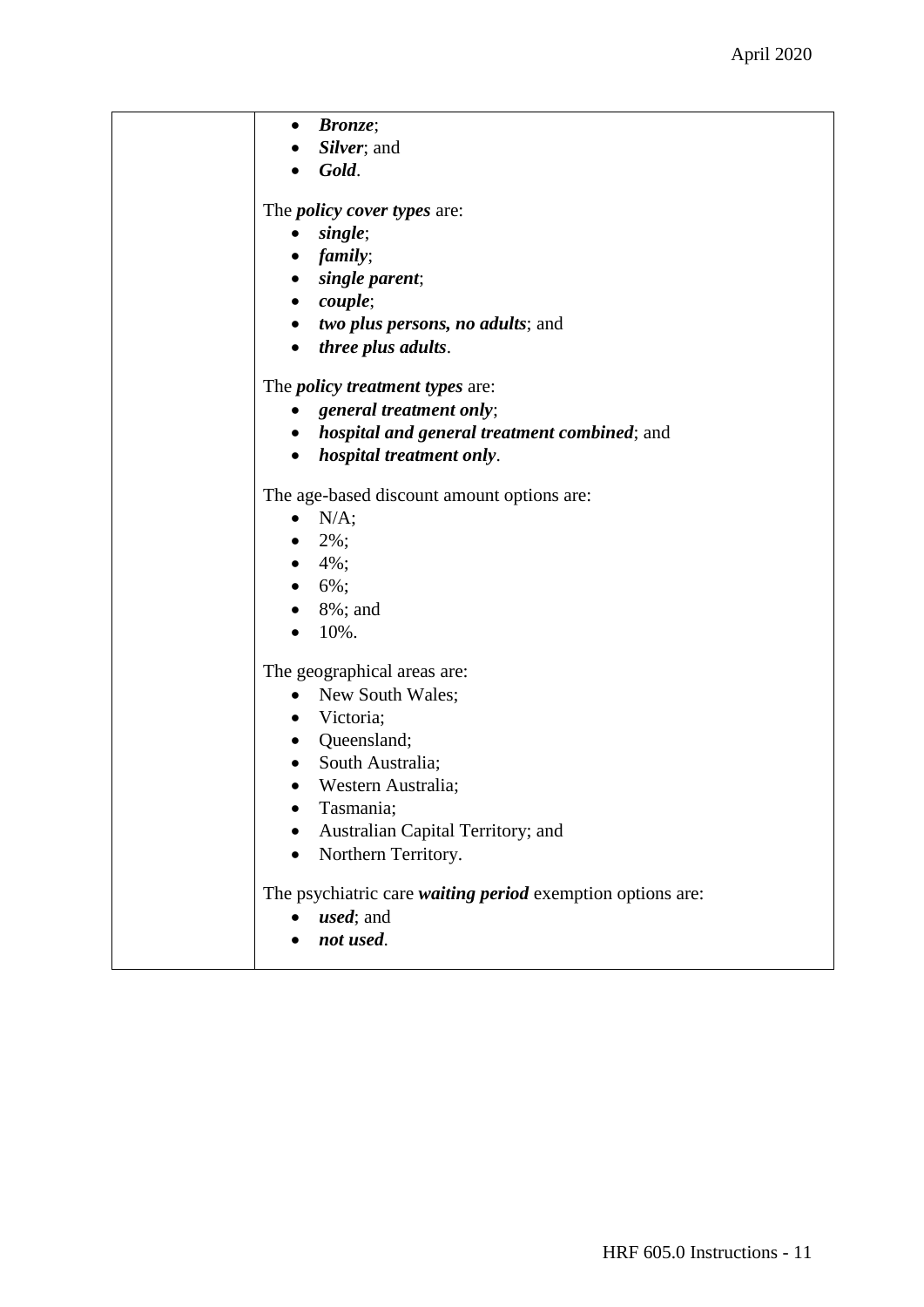|  | - ***Bronze***;<br>- ***Silver***; and<br>- ***Gold***.<br><br>The ***policy cover types*** are:<br>- ***single***;<br>- ***family***;<br>- ***single parent***;<br>- ***couple***;<br>- ***two plus persons, no adults***; and<br>- ***three plus adults***.<br><br>The ***policy treatment types*** are:<br>- ***general treatment only***;<br>- ***hospital and general treatment combined***; and<br>- ***hospital treatment only***.<br><br>The age-based discount amount options are:<br>- N/A;<br>- 2%;<br>- 4%;<br>- 6%;<br>- 8%; and<br>- 10%.<br><br>The geographical areas are:<br>- New South Wales;<br>- Victoria;<br>- Queensland;<br>- South Australia;<br>- Western Australia;<br>- Tasmania;<br>- Australian Capital Territory; and<br>- Northern Territory.<br><br>The psychiatric care ***waiting period*** exemption options are:<br>- ***used***; and<br>- ***not used***. |
|---|---|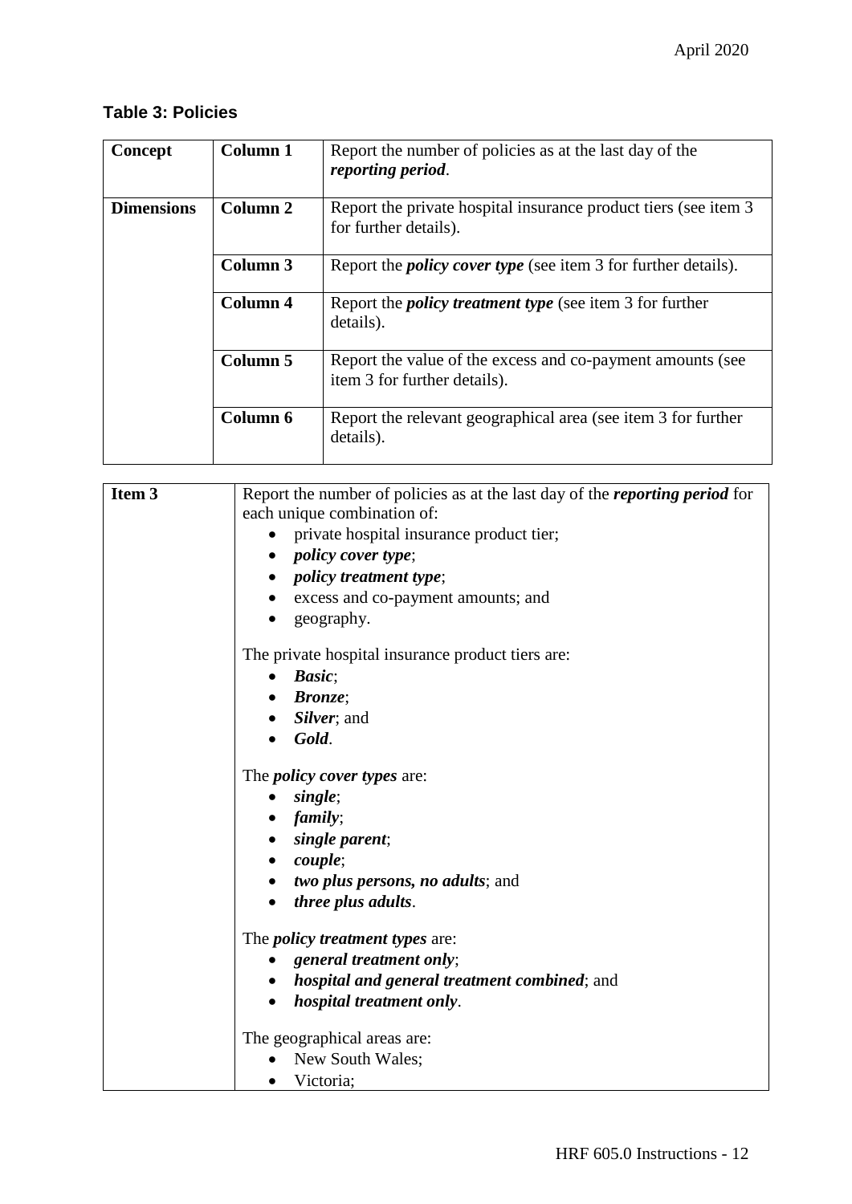### Table 3: Policies

| **Concept** | **Column 1** | Report the number of policies as at the last day of the ***reporting period***. |
|---|---|---|
| **Dimensions** | **Column 2** | Report the private hospital insurance product tiers (see item 3 for further details). |
| | **Column 3** | Report the ***policy cover type*** (see item 3 for further details). |
| | **Column 4** | Report the ***policy treatment type*** (see item 3 for further details). |
| | **Column 5** | Report the value of the excess and co-payment amounts (see item 3 for further details). |
| | **Column 6** | Report the relevant geographical area (see item 3 for further details). |

| **Item 3** | Report the number of policies as at the last day of the ***reporting period*** for each unique combination of:<br>• private hospital insurance product tier;<br>• ***policy cover type***;<br>• ***policy treatment type***;<br>• excess and co-payment amounts; and<br>• geography.<br><br>The private hospital insurance product tiers are:<br>• ***Basic***;<br>• ***Bronze***;<br>• ***Silver***; and<br>• ***Gold***.<br><br>The ***policy cover types*** are:<br>• ***single***;<br>• ***family***;<br>• ***single parent***;<br>• ***couple***;<br>• ***two plus persons, no adults***; and<br>• ***three plus adults***.<br><br>The ***policy treatment types*** are:<br>• ***general treatment only***;<br>• ***hospital and general treatment combined***; and<br>• ***hospital treatment only***.<br><br>The geographical areas are:<br>• New South Wales;<br>• Victoria; |
|---|---|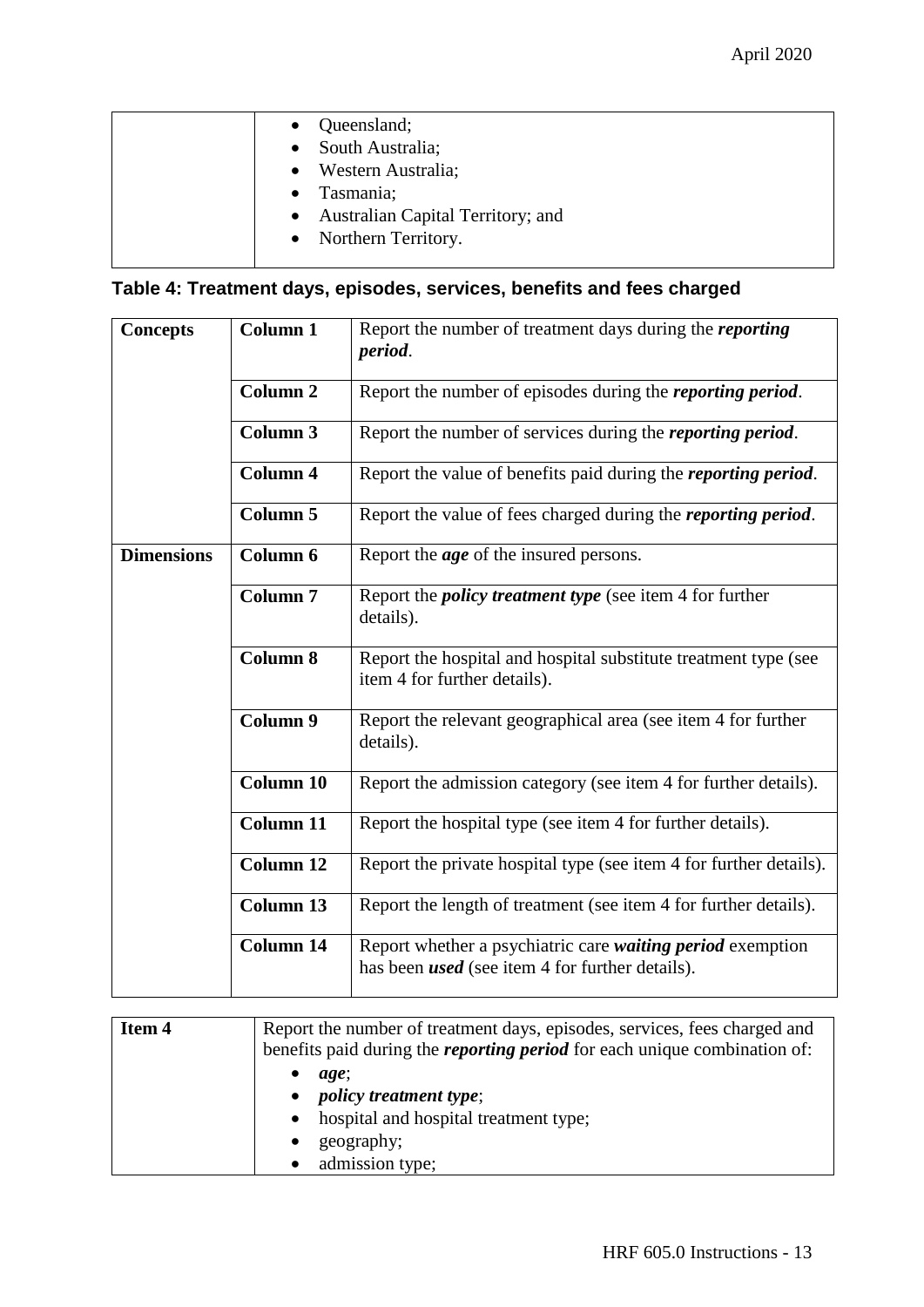| | • Queensland;<br>• South Australia;<br>• Western Australia;<br>• Tasmania;<br>• Australian Capital Territory; and<br>• Northern Territory. |
|---|---|

**Table 4: Treatment days, episodes, services, benefits and fees charged**

| **Concepts** | **Column 1** | Report the number of treatment days during the ***reporting period***. |
|---|---|---|
| | **Column 2** | Report the number of episodes during the ***reporting period***. |
| | **Column 3** | Report the number of services during the ***reporting period***. |
| | **Column 4** | Report the value of benefits paid during the ***reporting period***. |
| | **Column 5** | Report the value of fees charged during the ***reporting period***. |
| **Dimensions** | **Column 6** | Report the ***age*** of the insured persons. |
| | **Column 7** | Report the ***policy treatment type*** (see item 4 for further details). |
| | **Column 8** | Report the hospital and hospital substitute treatment type (see item 4 for further details). |
| | **Column 9** | Report the relevant geographical area (see item 4 for further details). |
| | **Column 10** | Report the admission category (see item 4 for further details). |
| | **Column 11** | Report the hospital type (see item 4 for further details). |
| | **Column 12** | Report the private hospital type (see item 4 for further details). |
| | **Column 13** | Report the length of treatment (see item 4 for further details). |
| | **Column 14** | Report whether a psychiatric care ***waiting period*** exemption has been ***used*** (see item 4 for further details). |

| **Item 4** | Report the number of treatment days, episodes, services, fees charged and benefits paid during the ***reporting period*** for each unique combination of:<br>• ***age***;<br>• ***policy treatment type***;<br>• hospital and hospital treatment type;<br>• geography;<br>• admission type; |
|---|---|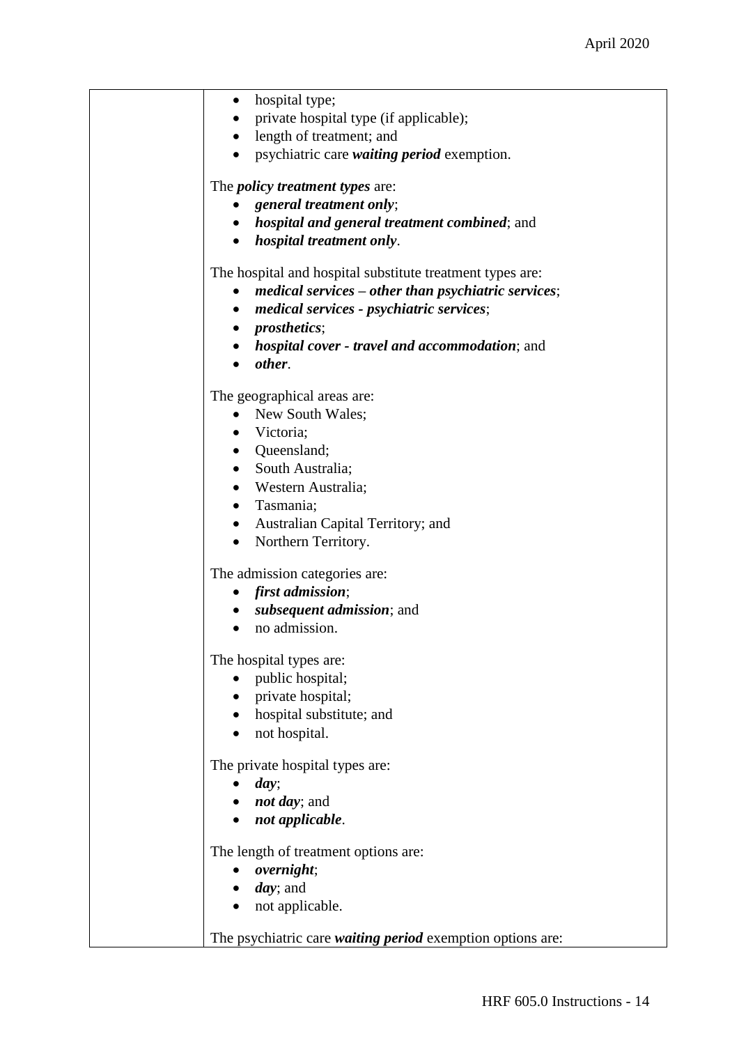|  | - hospital type;<br>- private hospital type (if applicable);<br>- length of treatment; and<br>- psychiatric care ***waiting period*** exemption.<br><br>The ***policy treatment types*** are:<br>- ***general treatment only***;<br>- ***hospital and general treatment combined***; and<br>- ***hospital treatment only***.<br><br>The hospital and hospital substitute treatment types are:<br>- ***medical services – other than psychiatric services***;<br>- ***medical services - psychiatric services***;<br>- ***prosthetics***;<br>- ***hospital cover - travel and accommodation***; and<br>- ***other***.<br><br>The geographical areas are:<br>- New South Wales;<br>- Victoria;<br>- Queensland;<br>- South Australia;<br>- Western Australia;<br>- Tasmania;<br>- Australian Capital Territory; and<br>- Northern Territory.<br><br>The admission categories are:<br>- ***first admission***;<br>- ***subsequent admission***; and<br>- no admission.<br><br>The hospital types are:<br>- public hospital;<br>- private hospital;<br>- hospital substitute; and<br>- not hospital.<br><br>The private hospital types are:<br>- ***day***;<br>- ***not day***; and<br>- ***not applicable***.<br><br>The length of treatment options are:<br>- ***overnight***;<br>- ***day***; and<br>- not applicable.<br><br>The psychiatric care ***waiting period*** exemption options are: |
|---|---|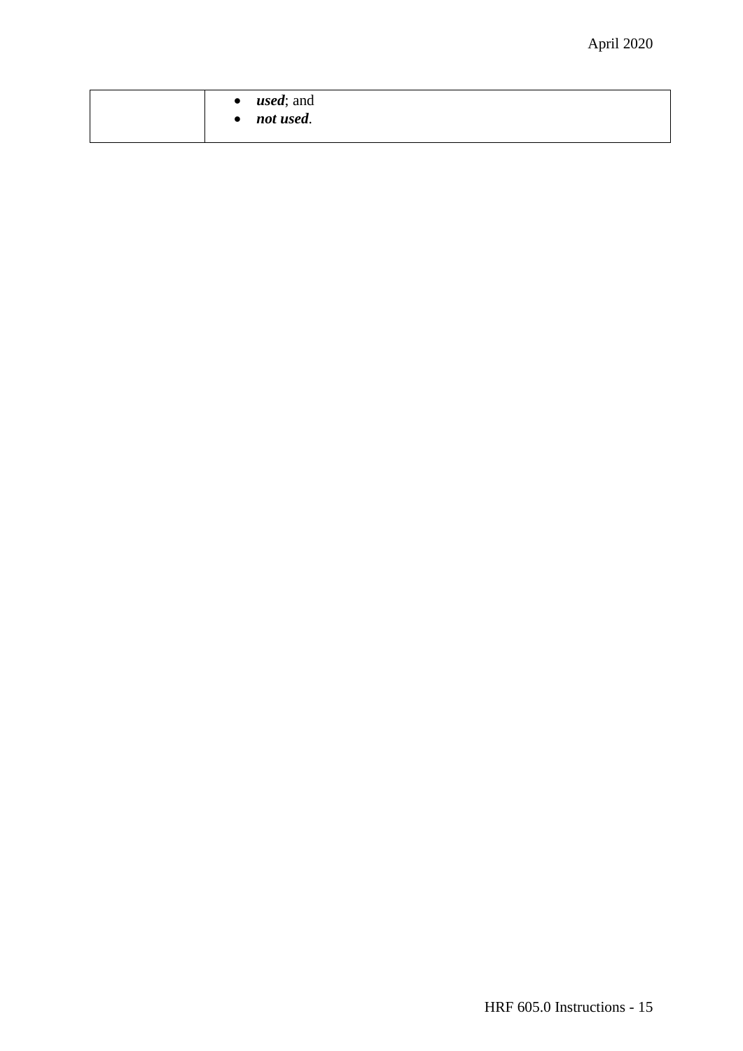| | |
|---|---|
| | • ***used***; and<br>• ***not used***. |